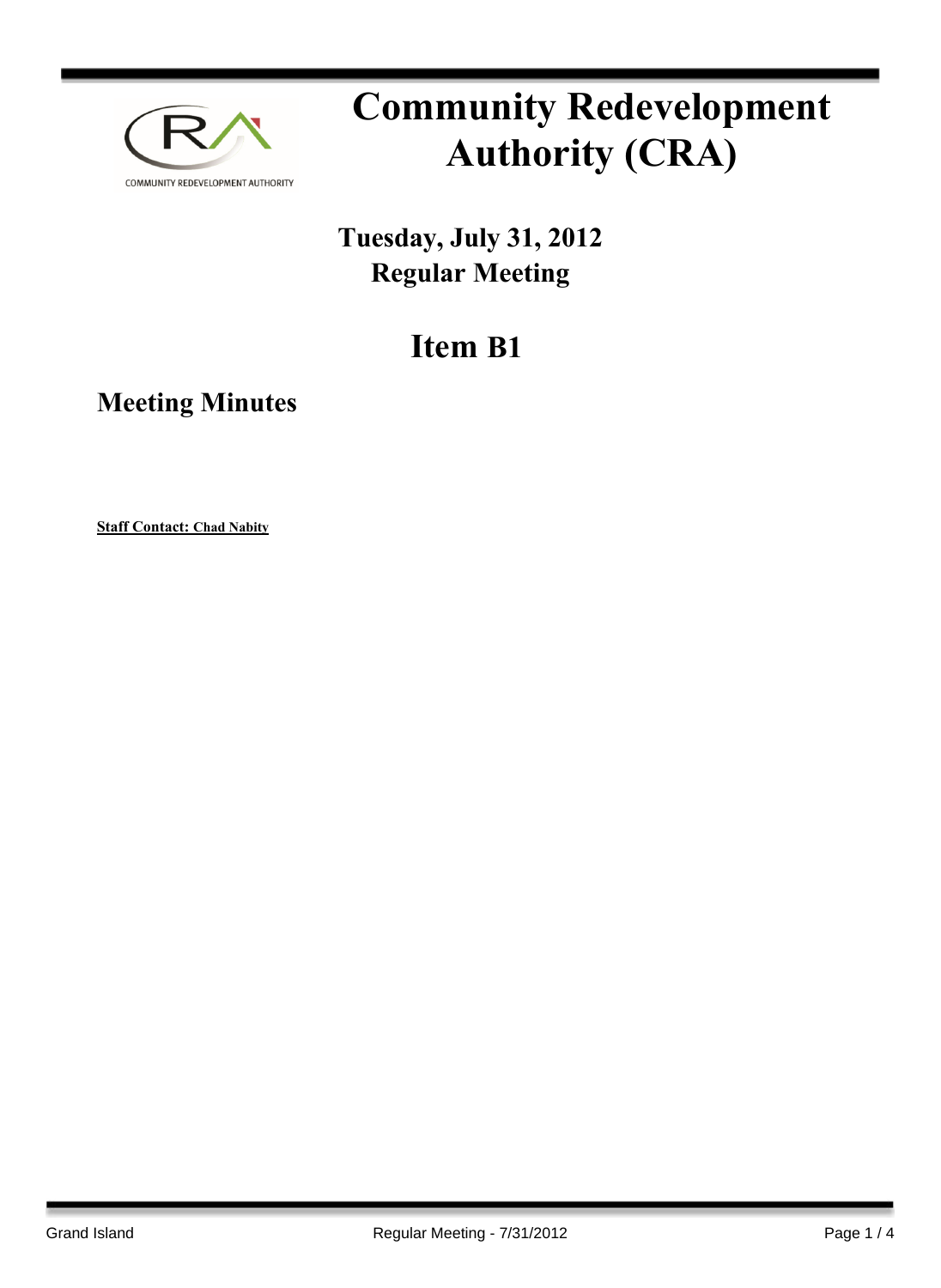# Community Redevelopment Authority (CRA)

**Tuesday, July 31, 2012**
**Regular Meeting**

## Item B1

### Meeting Minutes

**Staff Contact: Chad Nabity**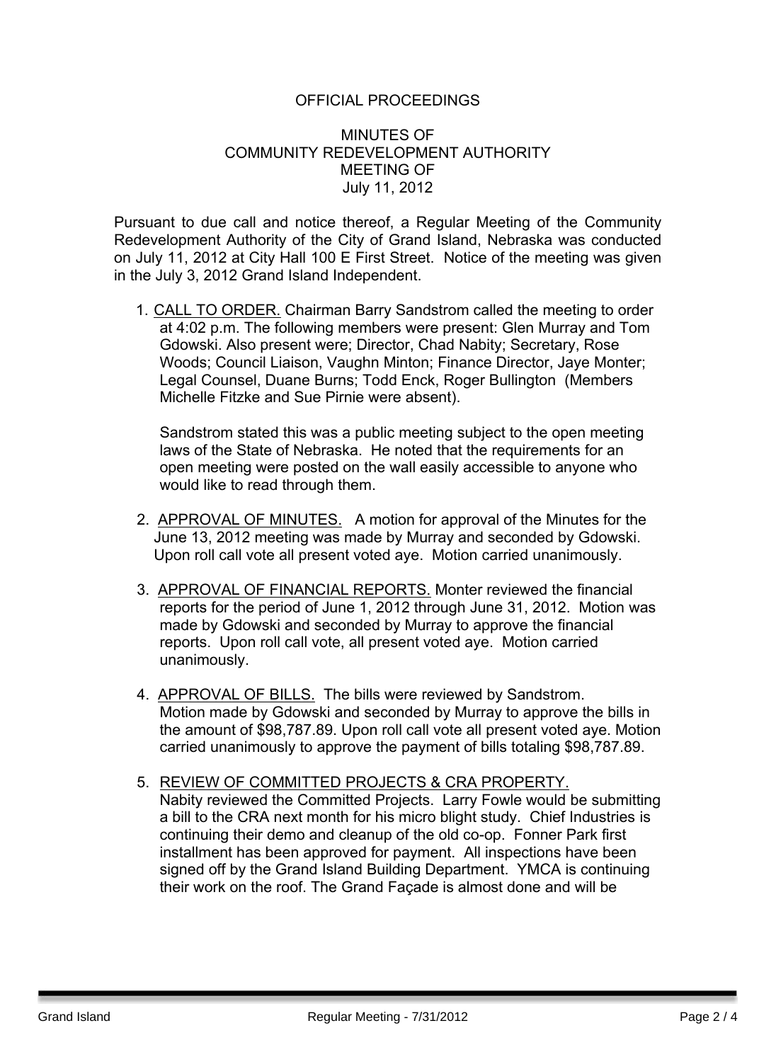OFFICIAL PROCEEDINGS

MINUTES OF
COMMUNITY REDEVELOPMENT AUTHORITY
MEETING OF
July 11, 2012

Pursuant to due call and notice thereof, a Regular Meeting of the Community Redevelopment Authority of the City of Grand Island, Nebraska was conducted on July 11, 2012 at City Hall 100 E First Street. Notice of the meeting was given in the July 3, 2012 Grand Island Independent.

1. CALL TO ORDER. Chairman Barry Sandstrom called the meeting to order at 4:02 p.m. The following members were present: Glen Murray and Tom Gdowski. Also present were; Director, Chad Nabity; Secretary, Rose Woods; Council Liaison, Vaughn Minton; Finance Director, Jaye Monter; Legal Counsel, Duane Burns; Todd Enck, Roger Bullington (Members Michelle Fitzke and Sue Pirnie were absent).

   Sandstrom stated this was a public meeting subject to the open meeting laws of the State of Nebraska. He noted that the requirements for an open meeting were posted on the wall easily accessible to anyone who would like to read through them.

2. APPROVAL OF MINUTES. A motion for approval of the Minutes for the June 13, 2012 meeting was made by Murray and seconded by Gdowski. Upon roll call vote all present voted aye. Motion carried unanimously.

3. APPROVAL OF FINANCIAL REPORTS. Monter reviewed the financial reports for the period of June 1, 2012 through June 31, 2012. Motion was made by Gdowski and seconded by Murray to approve the financial reports. Upon roll call vote, all present voted aye. Motion carried unanimously.

4. APPROVAL OF BILLS. The bills were reviewed by Sandstrom. Motion made by Gdowski and seconded by Murray to approve the bills in the amount of $98,787.89. Upon roll call vote all present voted aye. Motion carried unanimously to approve the payment of bills totaling $98,787.89.

5. REVIEW OF COMMITTED PROJECTS & CRA PROPERTY. Nabity reviewed the Committed Projects. Larry Fowle would be submitting a bill to the CRA next month for his micro blight study. Chief Industries is continuing their demo and cleanup of the old co-op. Fonner Park first installment has been approved for payment. All inspections have been signed off by the Grand Island Building Department. YMCA is continuing their work on the roof. The Grand Façade is almost done and will be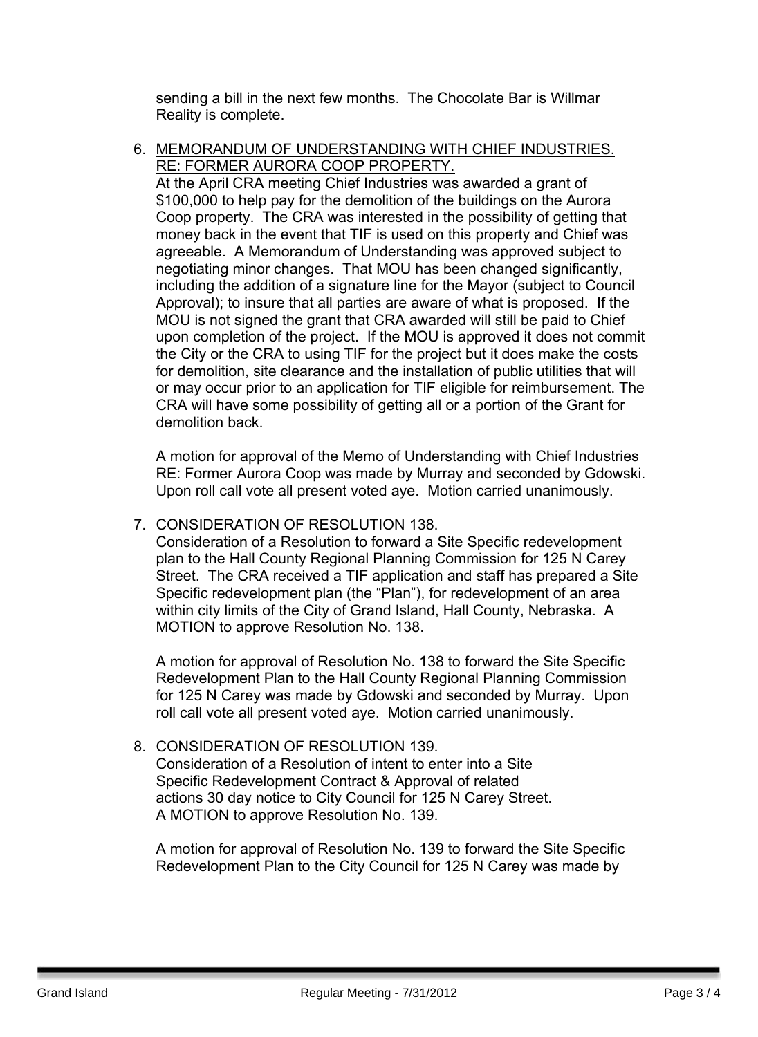sending a bill in the next few months. The Chocolate Bar is Willmar Reality is complete.

6. <u>MEMORANDUM OF UNDERSTANDING WITH CHIEF INDUSTRIES. RE: FORMER AURORA COOP PROPERTY.</u>

   At the April CRA meeting Chief Industries was awarded a grant of $100,000 to help pay for the demolition of the buildings on the Aurora Coop property. The CRA was interested in the possibility of getting that money back in the event that TIF is used on this property and Chief was agreeable. A Memorandum of Understanding was approved subject to negotiating minor changes. That MOU has been changed significantly, including the addition of a signature line for the Mayor (subject to Council Approval); to insure that all parties are aware of what is proposed. If the MOU is not signed the grant that CRA awarded will still be paid to Chief upon completion of the project. If the MOU is approved it does not commit the City or the CRA to using TIF for the project but it does make the costs for demolition, site clearance and the installation of public utilities that will or may occur prior to an application for TIF eligible for reimbursement. The CRA will have some possibility of getting all or a portion of the Grant for demolition back.

   A motion for approval of the Memo of Understanding with Chief Industries RE: Former Aurora Coop was made by Murray and seconded by Gdowski. Upon roll call vote all present voted aye. Motion carried unanimously.

7. <u>CONSIDERATION OF RESOLUTION 138.</u>

   Consideration of a Resolution to forward a Site Specific redevelopment plan to the Hall County Regional Planning Commission for 125 N Carey Street. The CRA received a TIF application and staff has prepared a Site Specific redevelopment plan (the "Plan"), for redevelopment of an area within city limits of the City of Grand Island, Hall County, Nebraska. A MOTION to approve Resolution No. 138.

   A motion for approval of Resolution No. 138 to forward the Site Specific Redevelopment Plan to the Hall County Regional Planning Commission for 125 N Carey was made by Gdowski and seconded by Murray. Upon roll call vote all present voted aye. Motion carried unanimously.

8. <u>CONSIDERATION OF RESOLUTION 139</u>.

   Consideration of a Resolution of intent to enter into a Site Specific Redevelopment Contract & Approval of related actions 30 day notice to City Council for 125 N Carey Street. A MOTION to approve Resolution No. 139.

   A motion for approval of Resolution No. 139 to forward the Site Specific Redevelopment Plan to the City Council for 125 N Carey was made by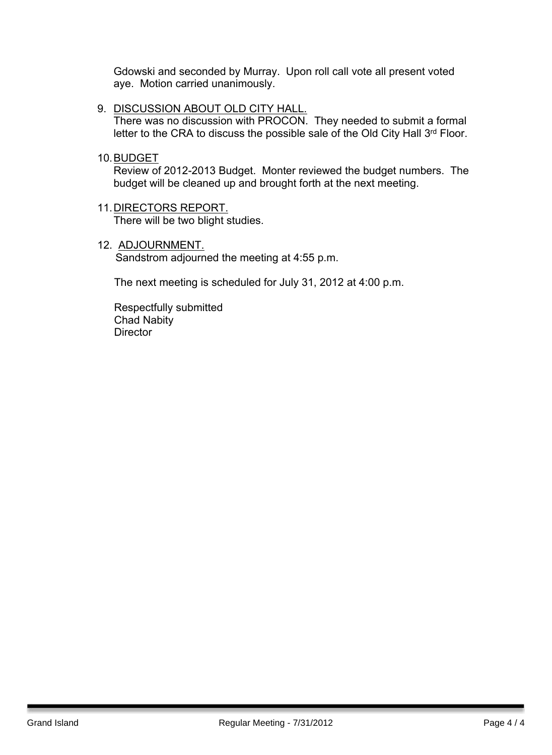Gdowski and seconded by Murray. Upon roll call vote all present voted aye. Motion carried unanimously.

9. <u>DISCUSSION ABOUT OLD CITY HALL.</u>
   There was no discussion with PROCON. They needed to submit a formal letter to the CRA to discuss the possible sale of the Old City Hall 3rd Floor.

10. <u>BUDGET</u>
    Review of 2012-2013 Budget. Monter reviewed the budget numbers. The budget will be cleaned up and brought forth at the next meeting.

11. <u>DIRECTORS REPORT.</u>
    There will be two blight studies.

12. <u>ADJOURNMENT.</u>
    Sandstrom adjourned the meeting at 4:55 p.m.

The next meeting is scheduled for July 31, 2012 at 4:00 p.m.

Respectfully submitted
Chad Nabity
Director